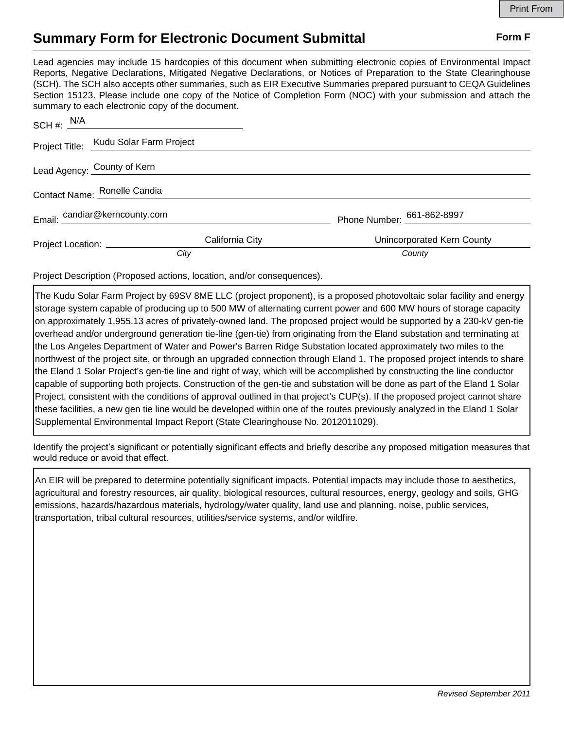Print From

# Summary Form for Electronic Document Submittal

**Form F**

Lead agencies may include 15 hardcopies of this document when submitting electronic copies of Environmental Impact Reports, Negative Declarations, Mitigated Negative Declarations, or Notices of Preparation to the State Clearinghouse (SCH). The SCH also accepts other summaries, such as EIR Executive Summaries prepared pursuant to CEQA Guidelines Section 15123. Please include one copy of the Notice of Completion Form (NOC) with your submission and attach the summary to each electronic copy of the document.

SCH #: N/A

Project Title: Kudu Solar Farm Project

Lead Agency: County of Kern

Contact Name: Ronelle Candia

Email: candiar@kerncounty.com    Phone Number: 661-862-8997

Project Location: California City (*City*)    Unincorporated Kern County (*County*)

Project Description (Proposed actions, location, and/or consequences).

The Kudu Solar Farm Project by 69SV 8ME LLC (project proponent), is a proposed photovoltaic solar facility and energy storage system capable of producing up to 500 MW of alternating current power and 600 MW hours of storage capacity on approximately 1,955.13 acres of privately-owned land. The proposed project would be supported by a 230-kV gen-tie overhead and/or underground generation tie-line (gen-tie) from originating from the Eland substation and terminating at the Los Angeles Department of Water and Power's Barren Ridge Substation located approximately two miles to the northwest of the project site, or through an upgraded connection through Eland 1. The proposed project intends to share the Eland 1 Solar Project's gen-tie line and right of way, which will be accomplished by constructing the line conductor capable of supporting both projects. Construction of the gen-tie and substation will be done as part of the Eland 1 Solar Project, consistent with the conditions of approval outlined in that project's CUP(s). If the proposed project cannot share these facilities, a new gen tie line would be developed within one of the routes previously analyzed in the Eland 1 Solar Supplemental Environmental Impact Report (State Clearinghouse No. 2012011029).

Identify the project's significant or potentially significant effects and briefly describe any proposed mitigation measures that would reduce or avoid that effect.

An EIR will be prepared to determine potentially significant impacts. Potential impacts may include those to aesthetics, agricultural and forestry resources, air quality, biological resources, cultural resources, energy, geology and soils, GHG emissions, hazards/hazardous materials, hydrology/water quality, land use and planning, noise, public services, transportation, tribal cultural resources, utilities/service systems, and/or wildfire.

*Revised September 2011*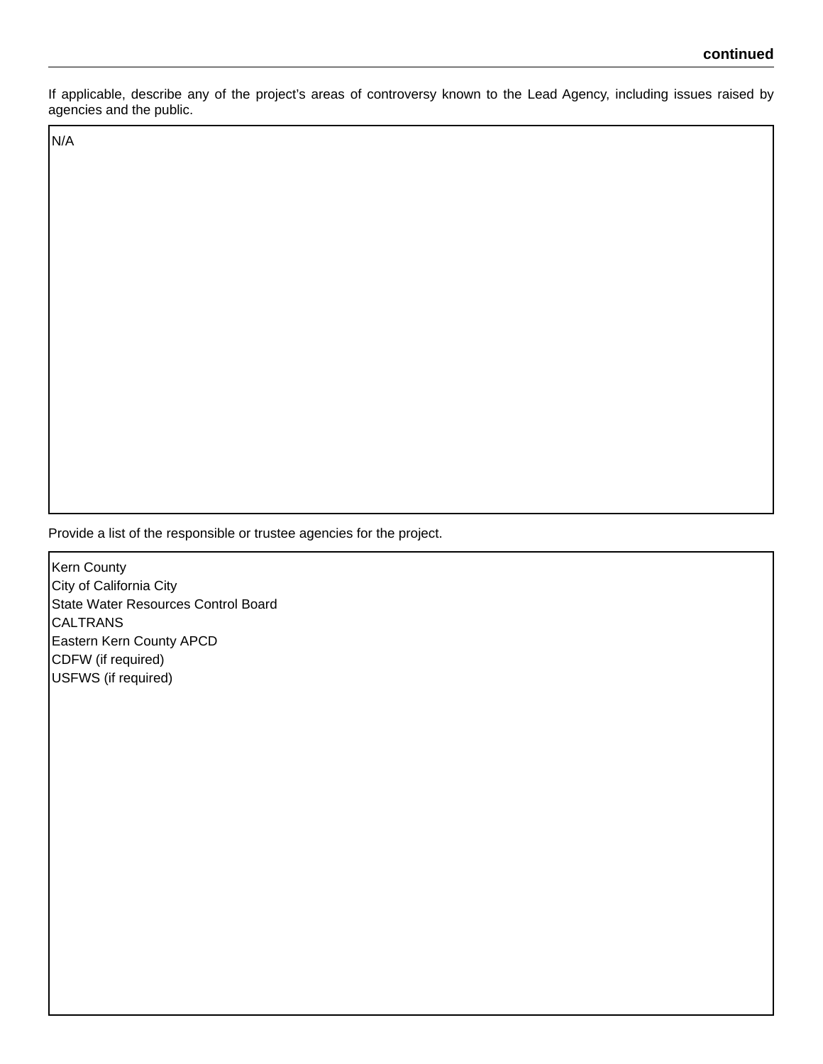**continued**

If applicable, describe any of the project's areas of controversy known to the Lead Agency, including issues raised by agencies and the public.

N/A

Provide a list of the responsible or trustee agencies for the project.

Kern County
City of California City
State Water Resources Control Board
CALTRANS
Eastern Kern County APCD
CDFW (if required)
USFWS (if required)